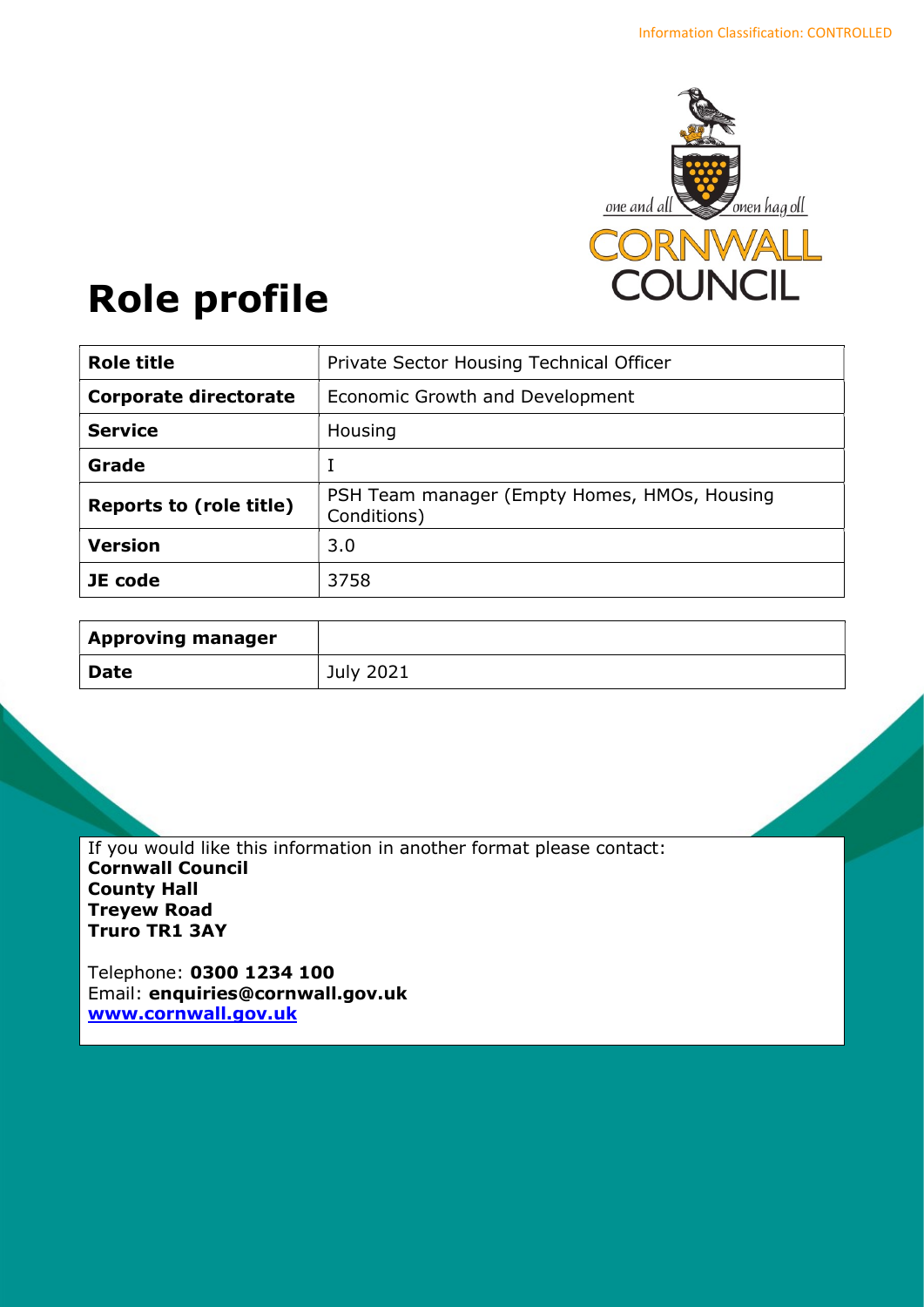Information Classification: CONTROLLED

# Role profile

| Role title | Private Sector Housing Technical Officer |
|---|---|
| Corporate directorate | Economic Growth and Development |
| Service | Housing |
| Grade | I |
| Reports to (role title) | PSH Team manager (Empty Homes, HMOs, Housing Conditions) |
| Version | 3.0 |
| JE code | 3758 |

| Approving manager | |
|---|---|
| Date | July 2021 |

If you would like this information in another format please contact:
**Cornwall Council**
**County Hall**
**Treyew Road**
**Truro TR1 3AY**

Telephone: **0300 1234 100**
Email: **enquiries@cornwall.gov.uk**
**www.cornwall.gov.uk**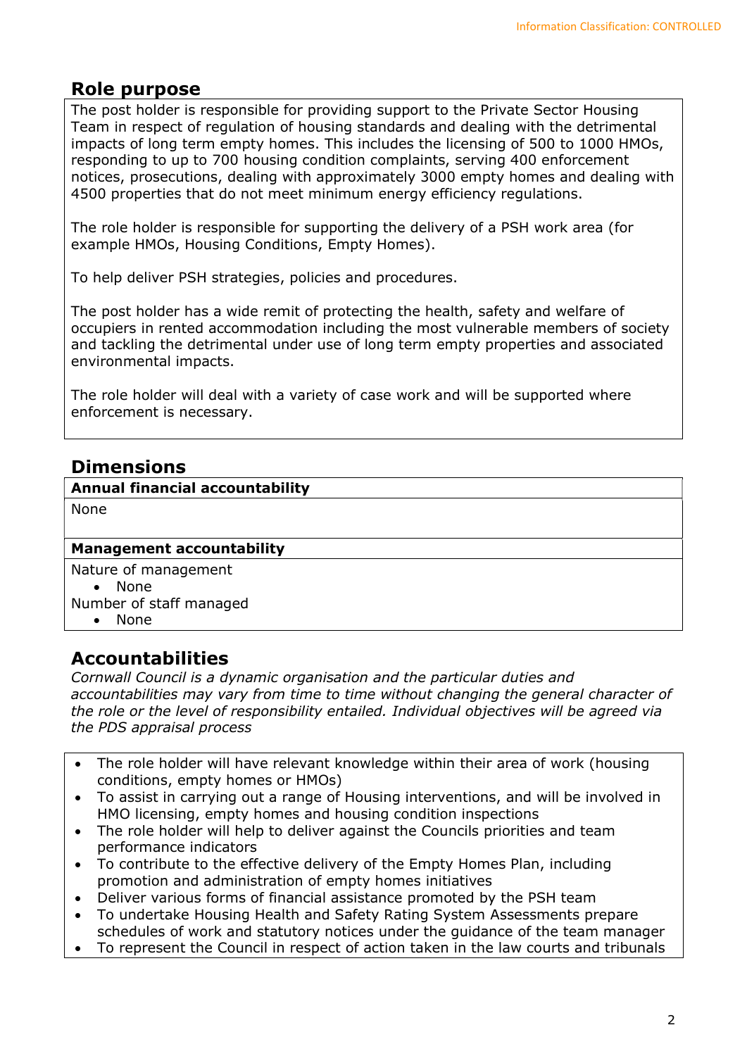## Role purpose

The post holder is responsible for providing support to the Private Sector Housing Team in respect of regulation of housing standards and dealing with the detrimental impacts of long term empty homes. This includes the licensing of 500 to 1000 HMOs, responding to up to 700 housing condition complaints, serving 400 enforcement notices, prosecutions, dealing with approximately 3000 empty homes and dealing with 4500 properties that do not meet minimum energy efficiency regulations.

The role holder is responsible for supporting the delivery of a PSH work area (for example HMOs, Housing Conditions, Empty Homes).

To help deliver PSH strategies, policies and procedures.

The post holder has a wide remit of protecting the health, safety and welfare of occupiers in rented accommodation including the most vulnerable members of society and tackling the detrimental under use of long term empty properties and associated environmental impacts.

The role holder will deal with a variety of case work and will be supported where enforcement is necessary.

## Dimensions

**Annual financial accountability**

None

**Management accountability**

Nature of management
- None

Number of staff managed
- None

## Accountabilities

*Cornwall Council is a dynamic organisation and the particular duties and accountabilities may vary from time to time without changing the general character of the role or the level of responsibility entailed. Individual objectives will be agreed via the PDS appraisal process*

- The role holder will have relevant knowledge within their area of work (housing conditions, empty homes or HMOs)
- To assist in carrying out a range of Housing interventions, and will be involved in HMO licensing, empty homes and housing condition inspections
- The role holder will help to deliver against the Councils priorities and team performance indicators
- To contribute to the effective delivery of the Empty Homes Plan, including promotion and administration of empty homes initiatives
- Deliver various forms of financial assistance promoted by the PSH team
- To undertake Housing Health and Safety Rating System Assessments prepare schedules of work and statutory notices under the guidance of the team manager
- To represent the Council in respect of action taken in the law courts and tribunals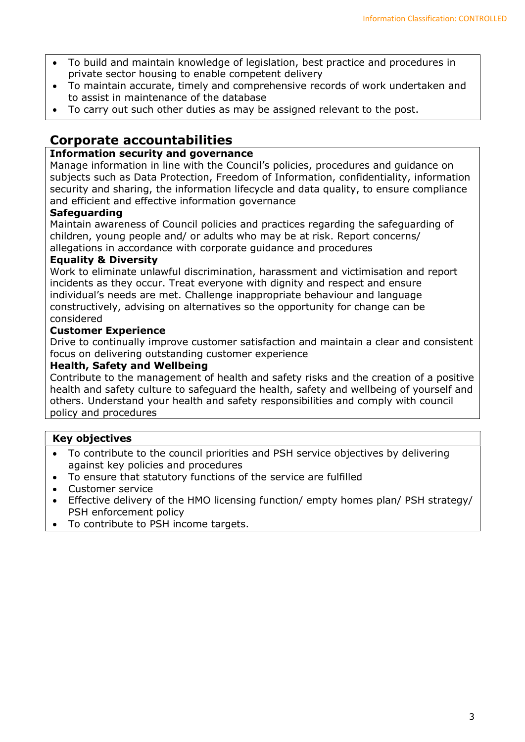- To build and maintain knowledge of legislation, best practice and procedures in private sector housing to enable competent delivery
- To maintain accurate, timely and comprehensive records of work undertaken and to assist in maintenance of the database
- To carry out such other duties as may be assigned relevant to the post.

## Corporate accountabilities

**Information security and governance**
Manage information in line with the Council's policies, procedures and guidance on subjects such as Data Protection, Freedom of Information, confidentiality, information security and sharing, the information lifecycle and data quality, to ensure compliance and efficient and effective information governance

**Safeguarding**
Maintain awareness of Council policies and practices regarding the safeguarding of children, young people and/ or adults who may be at risk. Report concerns/ allegations in accordance with corporate guidance and procedures

**Equality & Diversity**
Work to eliminate unlawful discrimination, harassment and victimisation and report incidents as they occur. Treat everyone with dignity and respect and ensure individual's needs are met. Challenge inappropriate behaviour and language constructively, advising on alternatives so the opportunity for change can be considered

**Customer Experience**
Drive to continually improve customer satisfaction and maintain a clear and consistent focus on delivering outstanding customer experience

**Health, Safety and Wellbeing**
Contribute to the management of health and safety risks and the creation of a positive health and safety culture to safeguard the health, safety and wellbeing of yourself and others. Understand your health and safety responsibilities and comply with council policy and procedures

**Key objectives**

- To contribute to the council priorities and PSH service objectives by delivering against key policies and procedures
- To ensure that statutory functions of the service are fulfilled
- Customer service
- Effective delivery of the HMO licensing function/ empty homes plan/ PSH strategy/ PSH enforcement policy
- To contribute to PSH income targets.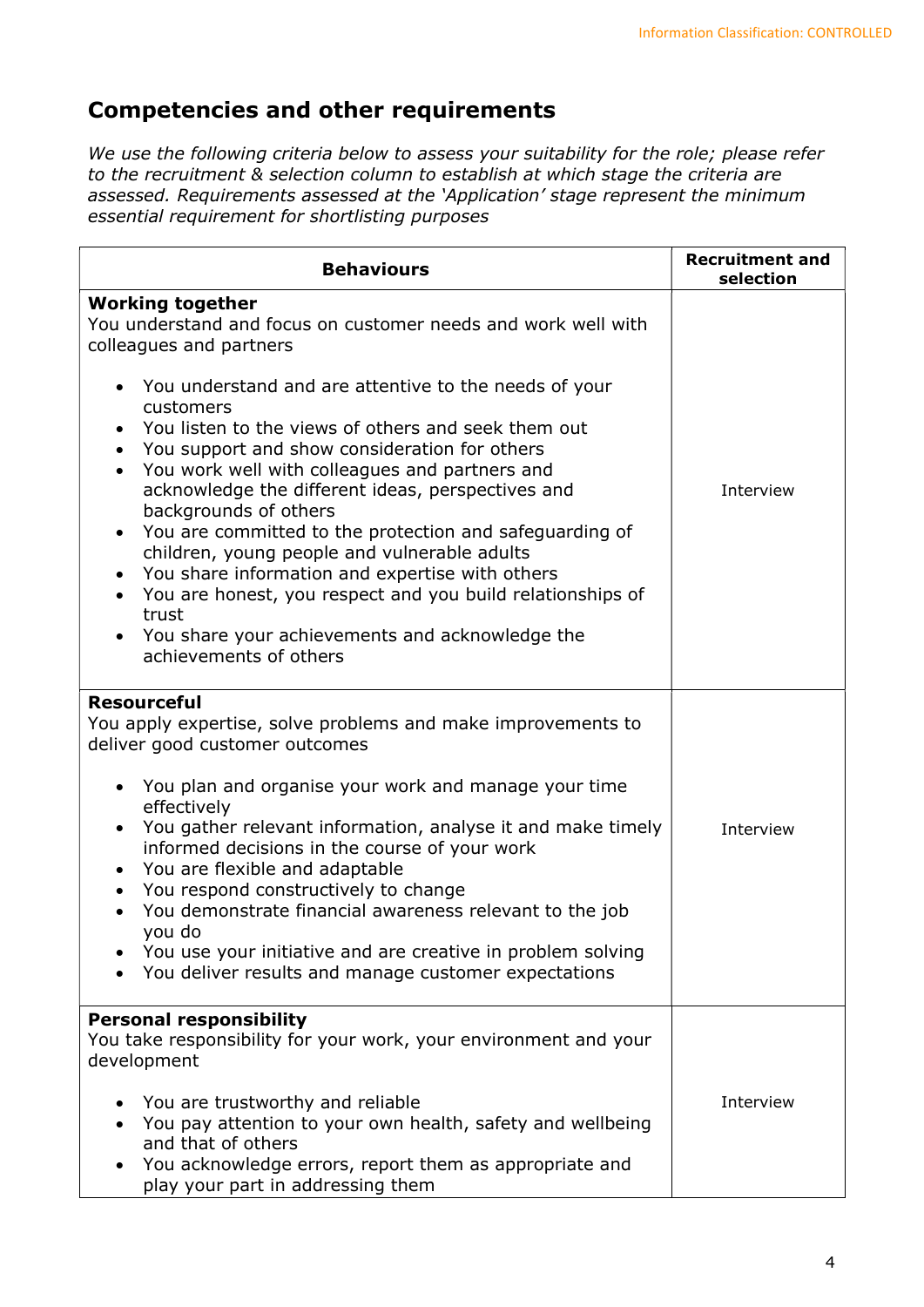## Competencies and other requirements

*We use the following criteria below to assess your suitability for the role; please refer to the recruitment & selection column to establish at which stage the criteria are assessed. Requirements assessed at the 'Application' stage represent the minimum essential requirement for shortlisting purposes*

| Behaviours | Recruitment and selection |
|---|---|
| **Working together**<br>You understand and focus on customer needs and work well with colleagues and partners<br><br>• You understand and are attentive to the needs of your customers<br>• You listen to the views of others and seek them out<br>• You support and show consideration for others<br>• You work well with colleagues and partners and acknowledge the different ideas, perspectives and backgrounds of others<br>• You are committed to the protection and safeguarding of children, young people and vulnerable adults<br>• You share information and expertise with others<br>• You are honest, you respect and you build relationships of trust<br>• You share your achievements and acknowledge the achievements of others | Interview |
| **Resourceful**<br>You apply expertise, solve problems and make improvements to deliver good customer outcomes<br><br>• You plan and organise your work and manage your time effectively<br>• You gather relevant information, analyse it and make timely informed decisions in the course of your work<br>• You are flexible and adaptable<br>• You respond constructively to change<br>• You demonstrate financial awareness relevant to the job you do<br>• You use your initiative and are creative in problem solving<br>• You deliver results and manage customer expectations | Interview |
| **Personal responsibility**<br>You take responsibility for your work, your environment and your development<br><br>• You are trustworthy and reliable<br>• You pay attention to your own health, safety and wellbeing and that of others<br>• You acknowledge errors, report them as appropriate and play your part in addressing them | Interview |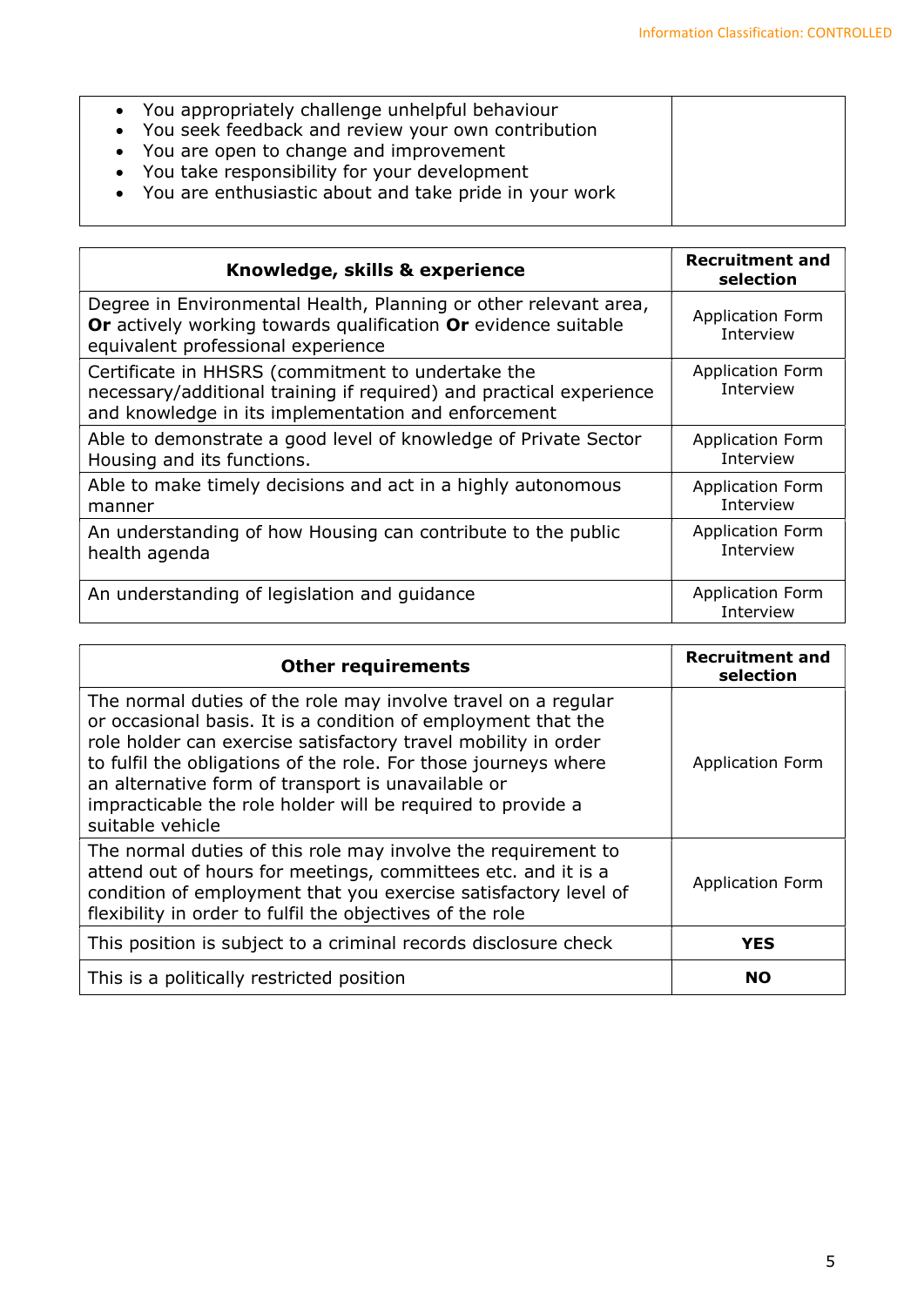| | |
|---|---|
| <ul><li>You appropriately challenge unhelpful behaviour</li><li>You seek feedback and review your own contribution</li><li>You are open to change and improvement</li><li>You take responsibility for your development</li><li>You are enthusiastic about and take pride in your work</li></ul> | |

| Knowledge, skills & experience | Recruitment and selection |
|---|---|
| Degree in Environmental Health, Planning or other relevant area, **Or** actively working towards qualification **Or** evidence suitable equivalent professional experience | Application Form Interview |
| Certificate in HHSRS (commitment to undertake the necessary/additional training if required) and practical experience and knowledge in its implementation and enforcement | Application Form Interview |
| Able to demonstrate a good level of knowledge of Private Sector Housing and its functions. | Application Form Interview |
| Able to make timely decisions and act in a highly autonomous manner | Application Form Interview |
| An understanding of how Housing can contribute to the public health agenda | Application Form Interview |
| An understanding of legislation and guidance | Application Form Interview |

| Other requirements | Recruitment and selection |
|---|---|
| The normal duties of the role may involve travel on a regular or occasional basis. It is a condition of employment that the role holder can exercise satisfactory travel mobility in order to fulfil the obligations of the role. For those journeys where an alternative form of transport is unavailable or impracticable the role holder will be required to provide a suitable vehicle | Application Form |
| The normal duties of this role may involve the requirement to attend out of hours for meetings, committees etc. and it is a condition of employment that you exercise satisfactory level of flexibility in order to fulfil the objectives of the role | Application Form |
| This position is subject to a criminal records disclosure check | **YES** |
| This is a politically restricted position | **NO** |